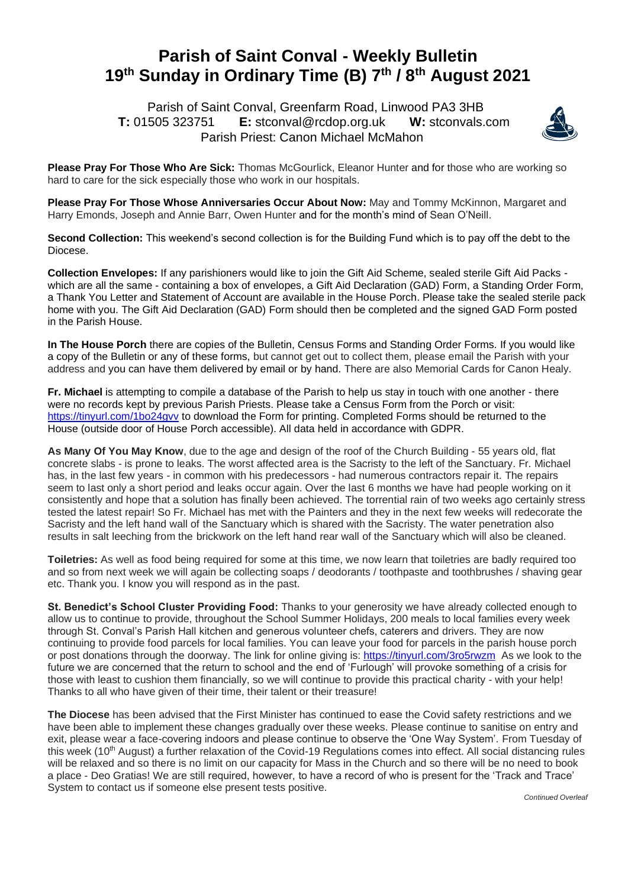# Parish of Saint Conval - Weekly Bulletin
# 19th Sunday in Ordinary Time (B) 7th / 8th August 2021

Parish of Saint Conval, Greenfarm Road, Linwood PA3 3HB
**T:** 01505 323751 **E:** stconval@rcdop.org.uk **W:** stconvals.com
Parish Priest: Canon Michael McMahon

**Please Pray For Those Who Are Sick:** Thomas McGourlick, Eleanor Hunter and for those who are working so hard to care for the sick especially those who work in our hospitals.

**Please Pray For Those Whose Anniversaries Occur About Now:** May and Tommy McKinnon, Margaret and Harry Emonds, Joseph and Annie Barr, Owen Hunter and for the month's mind of Sean O'Neill.

**Second Collection:** This weekend's second collection is for the Building Fund which is to pay off the debt to the Diocese.

**Collection Envelopes:** If any parishioners would like to join the Gift Aid Scheme, sealed sterile Gift Aid Packs - which are all the same - containing a box of envelopes, a Gift Aid Declaration (GAD) Form, a Standing Order Form, a Thank You Letter and Statement of Account are available in the House Porch. Please take the sealed sterile pack home with you. The Gift Aid Declaration (GAD) Form should then be completed and the signed GAD Form posted in the Parish House.

**In The House Porch** there are copies of the Bulletin, Census Forms and Standing Order Forms. If you would like a copy of the Bulletin or any of these forms, but cannot get out to collect them, please email the Parish with your address and you can have them delivered by email or by hand. There are also Memorial Cards for Canon Healy.

**Fr. Michael** is attempting to compile a database of the Parish to help us stay in touch with one another - there were no records kept by previous Parish Priests. Please take a Census Form from the Porch or visit: https://tinyurl.com/1bo24gvv to download the Form for printing. Completed Forms should be returned to the House (outside door of House Porch accessible). All data held in accordance with GDPR.

**As Many Of You May Know**, due to the age and design of the roof of the Church Building - 55 years old, flat concrete slabs - is prone to leaks. The worst affected area is the Sacristy to the left of the Sanctuary. Fr. Michael has, in the last few years - in common with his predecessors - had numerous contractors repair it. The repairs seem to last only a short period and leaks occur again. Over the last 6 months we have had people working on it consistently and hope that a solution has finally been achieved. The torrential rain of two weeks ago certainly stress tested the latest repair! So Fr. Michael has met with the Painters and they in the next few weeks will redecorate the Sacristy and the left hand wall of the Sanctuary which is shared with the Sacristy. The water penetration also results in salt leeching from the brickwork on the left hand rear wall of the Sanctuary which will also be cleaned.

**Toiletries:** As well as food being required for some at this time, we now learn that toiletries are badly required too and so from next week we will again be collecting soaps / deodorants / toothpaste and toothbrushes / shaving gear etc. Thank you. I know you will respond as in the past.

**St. Benedict's School Cluster Providing Food:** Thanks to your generosity we have already collected enough to allow us to continue to provide, throughout the School Summer Holidays, 200 meals to local families every week through St. Conval's Parish Hall kitchen and generous volunteer chefs, caterers and drivers. They are now continuing to provide food parcels for local families. You can leave your food for parcels in the parish house porch or post donations through the doorway. The link for online giving is: https://tinyurl.com/3ro5rwzm As we look to the future we are concerned that the return to school and the end of 'Furlough' will provoke something of a crisis for those with least to cushion them financially, so we will continue to provide this practical charity - with your help! Thanks to all who have given of their time, their talent or their treasure!

**The Diocese** has been advised that the First Minister has continued to ease the Covid safety restrictions and we have been able to implement these changes gradually over these weeks. Please continue to sanitise on entry and exit, please wear a face-covering indoors and please continue to observe the 'One Way System'. From Tuesday of this week (10th August) a further relaxation of the Covid-19 Regulations comes into effect. All social distancing rules will be relaxed and so there is no limit on our capacity for Mass in the Church and so there will be no need to book a place - Deo Gratias! We are still required, however, to have a record of who is present for the 'Track and Trace' System to contact us if someone else present tests positive.

*Continued Overleaf*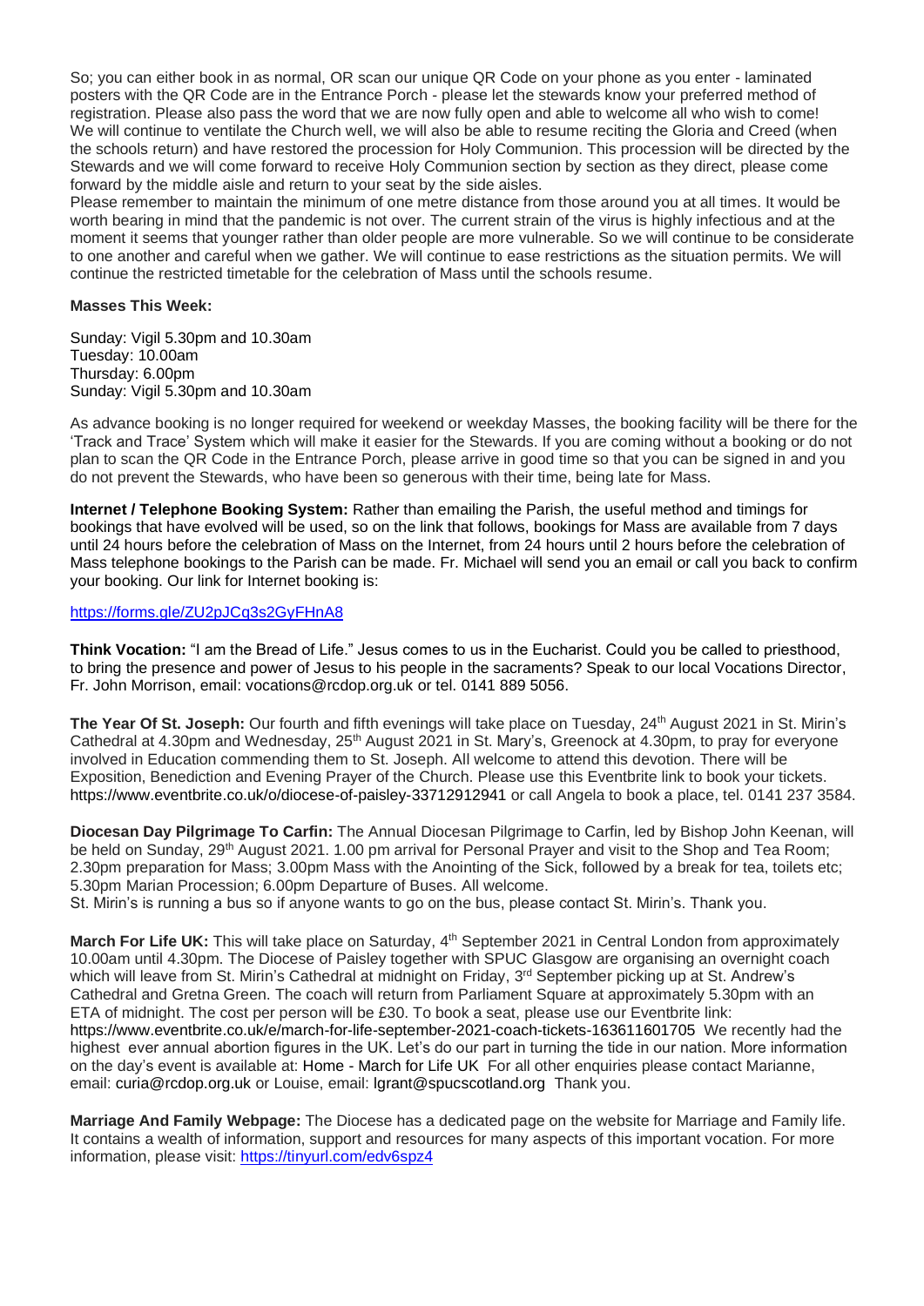So; you can either book in as normal, OR scan our unique QR Code on your phone as you enter - laminated posters with the QR Code are in the Entrance Porch - please let the stewards know your preferred method of registration. Please also pass the word that we are now fully open and able to welcome all who wish to come! We will continue to ventilate the Church well, we will also be able to resume reciting the Gloria and Creed (when the schools return) and have restored the procession for Holy Communion. This procession will be directed by the Stewards and we will come forward to receive Holy Communion section by section as they direct, please come forward by the middle aisle and return to your seat by the side aisles.

Please remember to maintain the minimum of one metre distance from those around you at all times. It would be worth bearing in mind that the pandemic is not over. The current strain of the virus is highly infectious and at the moment it seems that younger rather than older people are more vulnerable. So we will continue to be considerate to one another and careful when we gather. We will continue to ease restrictions as the situation permits. We will continue the restricted timetable for the celebration of Mass until the schools resume.

**Masses This Week:**

Sunday: Vigil 5.30pm and 10.30am
Tuesday: 10.00am
Thursday: 6.00pm
Sunday: Vigil 5.30pm and 10.30am

As advance booking is no longer required for weekend or weekday Masses, the booking facility will be there for the 'Track and Trace' System which will make it easier for the Stewards. If you are coming without a booking or do not plan to scan the QR Code in the Entrance Porch, please arrive in good time so that you can be signed in and you do not prevent the Stewards, who have been so generous with their time, being late for Mass.

**Internet / Telephone Booking System:** Rather than emailing the Parish, the useful method and timings for bookings that have evolved will be used, so on the link that follows, bookings for Mass are available from 7 days until 24 hours before the celebration of Mass on the Internet, from 24 hours until 2 hours before the celebration of Mass telephone bookings to the Parish can be made. Fr. Michael will send you an email or call you back to confirm your booking. Our link for Internet booking is:

https://forms.gle/ZU2pJCq3s2GyFHnA8

**Think Vocation:** "I am the Bread of Life." Jesus comes to us in the Eucharist. Could you be called to priesthood, to bring the presence and power of Jesus to his people in the sacraments? Speak to our local Vocations Director, Fr. John Morrison, email: vocations@rcdop.org.uk or tel. 0141 889 5056.

**The Year Of St. Joseph:** Our fourth and fifth evenings will take place on Tuesday, 24th August 2021 in St. Mirin's Cathedral at 4.30pm and Wednesday, 25th August 2021 in St. Mary's, Greenock at 4.30pm, to pray for everyone involved in Education commending them to St. Joseph. All welcome to attend this devotion. There will be Exposition, Benediction and Evening Prayer of the Church. Please use this Eventbrite link to book your tickets. https://www.eventbrite.co.uk/o/diocese-of-paisley-33712912941 or call Angela to book a place, tel. 0141 237 3584.

**Diocesan Day Pilgrimage To Carfin:** The Annual Diocesan Pilgrimage to Carfin, led by Bishop John Keenan, will be held on Sunday, 29th August 2021. 1.00 pm arrival for Personal Prayer and visit to the Shop and Tea Room; 2.30pm preparation for Mass; 3.00pm Mass with the Anointing of the Sick, followed by a break for tea, toilets etc; 5.30pm Marian Procession; 6.00pm Departure of Buses. All welcome.

St. Mirin's is running a bus so if anyone wants to go on the bus, please contact St. Mirin's. Thank you.

**March For Life UK:** This will take place on Saturday, 4th September 2021 in Central London from approximately 10.00am until 4.30pm. The Diocese of Paisley together with SPUC Glasgow are organising an overnight coach which will leave from St. Mirin's Cathedral at midnight on Friday, 3rd September picking up at St. Andrew's Cathedral and Gretna Green. The coach will return from Parliament Square at approximately 5.30pm with an ETA of midnight. The cost per person will be £30. To book a seat, please use our Eventbrite link: https://www.eventbrite.co.uk/e/march-for-life-september-2021-coach-tickets-163611601705 We recently had the highest ever annual abortion figures in the UK. Let's do our part in turning the tide in our nation. More information on the day's event is available at: Home - March for Life UK For all other enquiries please contact Marianne, email: curia@rcdop.org.uk or Louise, email: lgrant@spucscotland.org Thank you.

**Marriage And Family Webpage:** The Diocese has a dedicated page on the website for Marriage and Family life. It contains a wealth of information, support and resources for many aspects of this important vocation. For more information, please visit: https://tinyurl.com/edv6spz4